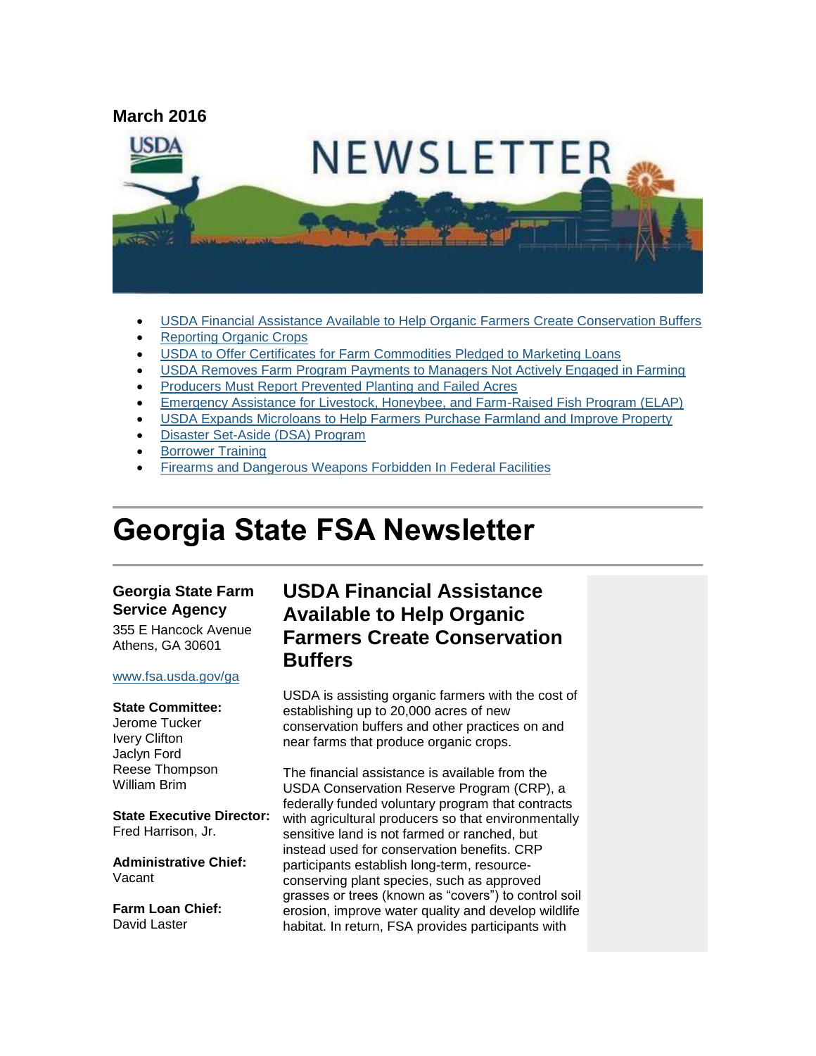March 2016

- USDA Financial Assistance Available to Help Organic Farmers Create Conservation Buffers
- Reporting Organic Crops
- USDA to Offer Certificates for Farm Commodities Pledged to Marketing Loans
- USDA Removes Farm Program Payments to Managers Not Actively Engaged in Farming
- Producers Must Report Prevented Planting and Failed Acres
- Emergency Assistance for Livestock, Honeybee, and Farm-Raised Fish Program (ELAP)
- USDA Expands Microloans to Help Farmers Purchase Farmland and Improve Property
- Disaster Set-Aside (DSA) Program
- Borrower Training
- Firearms and Dangerous Weapons Forbidden In Federal Facilities

# Georgia State FSA Newsletter

**Georgia State Farm Service Agency**
355 E Hancock Avenue
Athens, GA 30601

www.fsa.usda.gov/ga

**State Committee:**
Jerome Tucker
Ivery Clifton
Jaclyn Ford
Reese Thompson
William Brim

**State Executive Director:**
Fred Harrison, Jr.

**Administrative Chief:**
Vacant

**Farm Loan Chief:**
David Laster

## USDA Financial Assistance Available to Help Organic Farmers Create Conservation Buffers

USDA is assisting organic farmers with the cost of establishing up to 20,000 acres of new conservation buffers and other practices on and near farms that produce organic crops.

The financial assistance is available from the USDA Conservation Reserve Program (CRP), a federally funded voluntary program that contracts with agricultural producers so that environmentally sensitive land is not farmed or ranched, but instead used for conservation benefits. CRP participants establish long-term, resource-conserving plant species, such as approved grasses or trees (known as "covers") to control soil erosion, improve water quality and develop wildlife habitat. In return, FSA provides participants with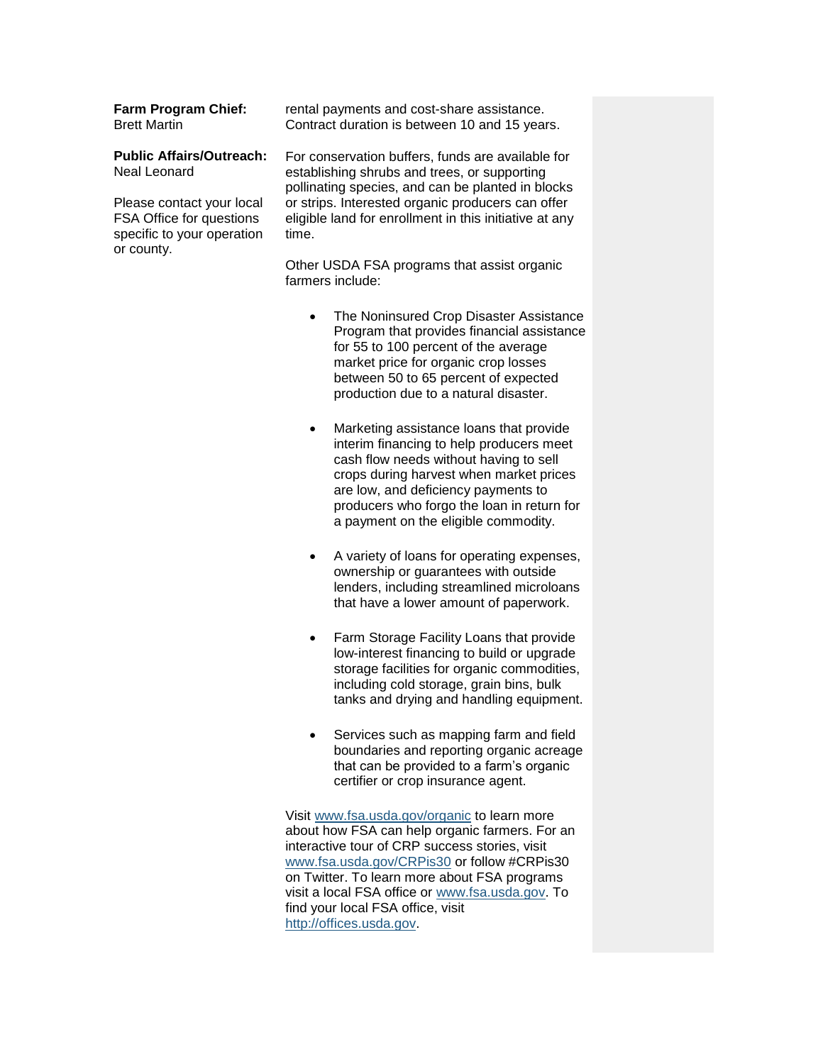**Farm Program Chief:**
Brett Martin

**Public Affairs/Outreach:**
Neal Leonard

Please contact your local FSA Office for questions specific to your operation or county.

rental payments and cost-share assistance. Contract duration is between 10 and 15 years.

For conservation buffers, funds are available for establishing shrubs and trees, or supporting pollinating species, and can be planted in blocks or strips. Interested organic producers can offer eligible land for enrollment in this initiative at any time.

Other USDA FSA programs that assist organic farmers include:

- The Noninsured Crop Disaster Assistance Program that provides financial assistance for 55 to 100 percent of the average market price for organic crop losses between 50 to 65 percent of expected production due to a natural disaster.
- Marketing assistance loans that provide interim financing to help producers meet cash flow needs without having to sell crops during harvest when market prices are low, and deficiency payments to producers who forgo the loan in return for a payment on the eligible commodity.
- A variety of loans for operating expenses, ownership or guarantees with outside lenders, including streamlined microloans that have a lower amount of paperwork.
- Farm Storage Facility Loans that provide low-interest financing to build or upgrade storage facilities for organic commodities, including cold storage, grain bins, bulk tanks and drying and handling equipment.
- Services such as mapping farm and field boundaries and reporting organic acreage that can be provided to a farm's organic certifier or crop insurance agent.

Visit [www.fsa.usda.gov/organic](http://www.fsa.usda.gov/organic) to learn more about how FSA can help organic farmers. For an interactive tour of CRP success stories, visit [www.fsa.usda.gov/CRPis30](http://www.fsa.usda.gov/CRPis30) or follow #CRPis30 on Twitter. To learn more about FSA programs visit a local FSA office or [www.fsa.usda.gov](http://www.fsa.usda.gov). To find your local FSA office, visit [http://offices.usda.gov](http://offices.usda.gov).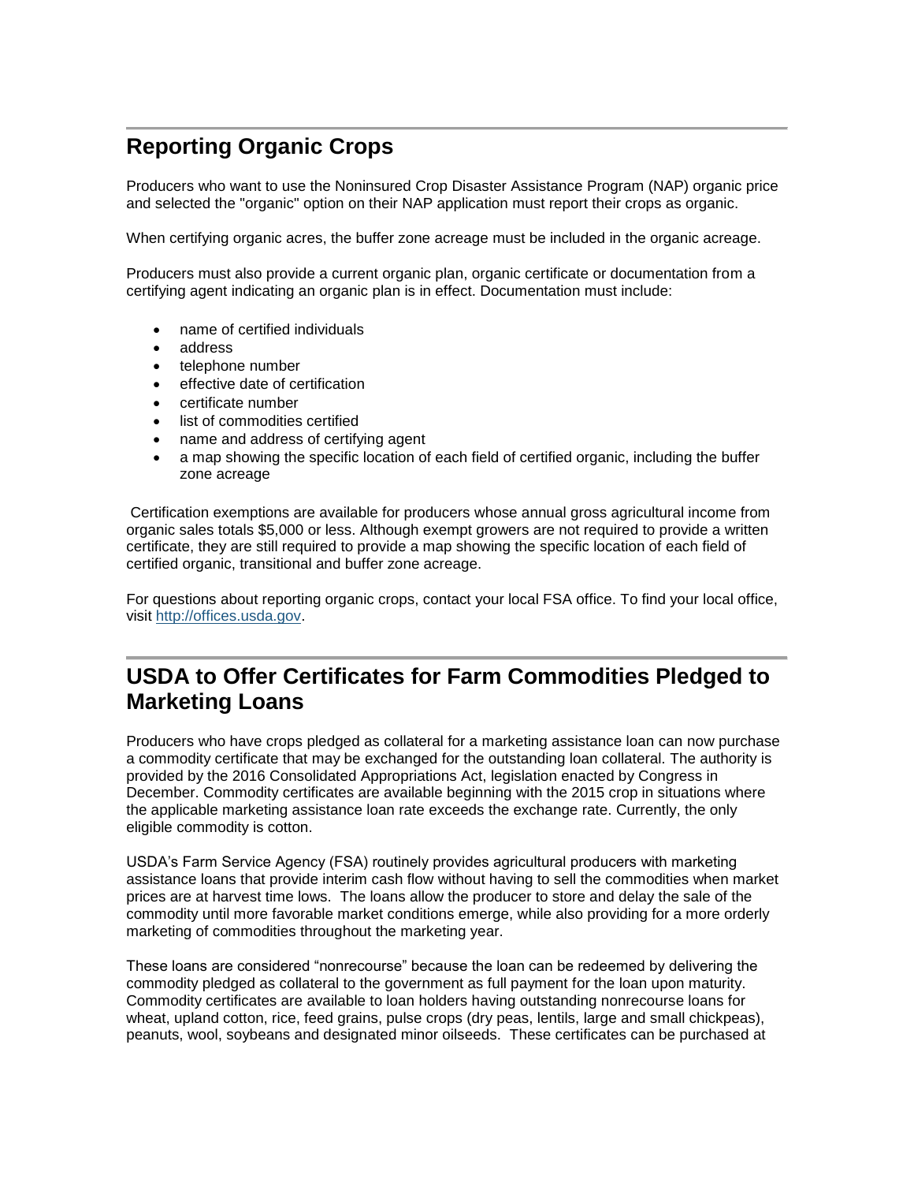## Reporting Organic Crops

Producers who want to use the Noninsured Crop Disaster Assistance Program (NAP) organic price and selected the "organic" option on their NAP application must report their crops as organic.

When certifying organic acres, the buffer zone acreage must be included in the organic acreage.

Producers must also provide a current organic plan, organic certificate or documentation from a certifying agent indicating an organic plan is in effect. Documentation must include:

- name of certified individuals
- address
- telephone number
- effective date of certification
- certificate number
- list of commodities certified
- name and address of certifying agent
- a map showing the specific location of each field of certified organic, including the buffer zone acreage

Certification exemptions are available for producers whose annual gross agricultural income from organic sales totals $5,000 or less. Although exempt growers are not required to provide a written certificate, they are still required to provide a map showing the specific location of each field of certified organic, transitional and buffer zone acreage.

For questions about reporting organic crops, contact your local FSA office. To find your local office, visit [http://offices.usda.gov](http://offices.usda.gov).

## USDA to Offer Certificates for Farm Commodities Pledged to Marketing Loans

Producers who have crops pledged as collateral for a marketing assistance loan can now purchase a commodity certificate that may be exchanged for the outstanding loan collateral. The authority is provided by the 2016 Consolidated Appropriations Act, legislation enacted by Congress in December. Commodity certificates are available beginning with the 2015 crop in situations where the applicable marketing assistance loan rate exceeds the exchange rate. Currently, the only eligible commodity is cotton.

USDA's Farm Service Agency (FSA) routinely provides agricultural producers with marketing assistance loans that provide interim cash flow without having to sell the commodities when market prices are at harvest time lows. The loans allow the producer to store and delay the sale of the commodity until more favorable market conditions emerge, while also providing for a more orderly marketing of commodities throughout the marketing year.

These loans are considered "nonrecourse" because the loan can be redeemed by delivering the commodity pledged as collateral to the government as full payment for the loan upon maturity. Commodity certificates are available to loan holders having outstanding nonrecourse loans for wheat, upland cotton, rice, feed grains, pulse crops (dry peas, lentils, large and small chickpeas), peanuts, wool, soybeans and designated minor oilseeds. These certificates can be purchased at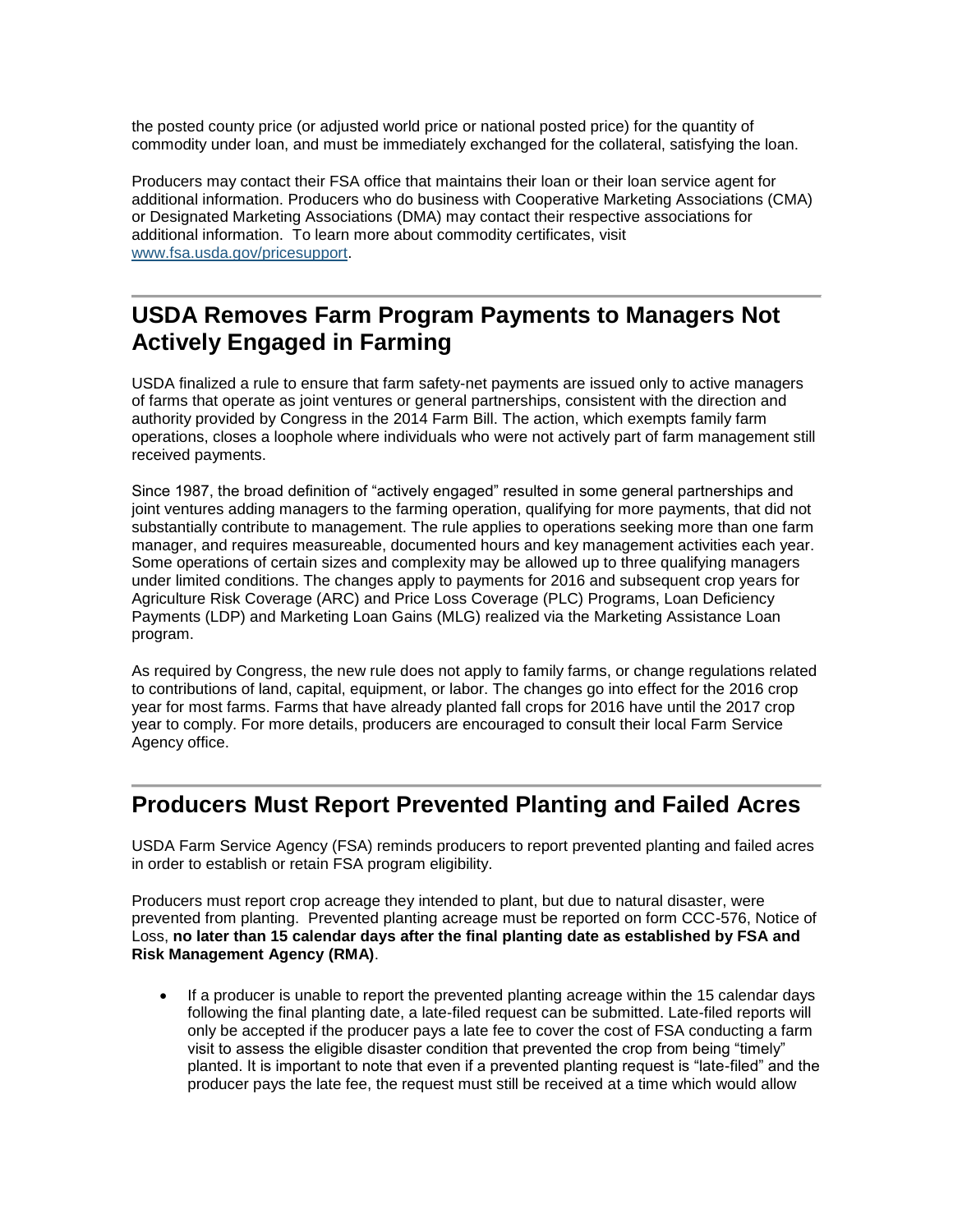the posted county price (or adjusted world price or national posted price) for the quantity of commodity under loan, and must be immediately exchanged for the collateral, satisfying the loan.

Producers may contact their FSA office that maintains their loan or their loan service agent for additional information. Producers who do business with Cooperative Marketing Associations (CMA) or Designated Marketing Associations (DMA) may contact their respective associations for additional information. To learn more about commodity certificates, visit [www.fsa.usda.gov/pricesupport](www.fsa.usda.gov/pricesupport).

---

## USDA Removes Farm Program Payments to Managers Not Actively Engaged in Farming

USDA finalized a rule to ensure that farm safety-net payments are issued only to active managers of farms that operate as joint ventures or general partnerships, consistent with the direction and authority provided by Congress in the 2014 Farm Bill. The action, which exempts family farm operations, closes a loophole where individuals who were not actively part of farm management still received payments.

Since 1987, the broad definition of "actively engaged" resulted in some general partnerships and joint ventures adding managers to the farming operation, qualifying for more payments, that did not substantially contribute to management. The rule applies to operations seeking more than one farm manager, and requires measureable, documented hours and key management activities each year. Some operations of certain sizes and complexity may be allowed up to three qualifying managers under limited conditions. The changes apply to payments for 2016 and subsequent crop years for Agriculture Risk Coverage (ARC) and Price Loss Coverage (PLC) Programs, Loan Deficiency Payments (LDP) and Marketing Loan Gains (MLG) realized via the Marketing Assistance Loan program.

As required by Congress, the new rule does not apply to family farms, or change regulations related to contributions of land, capital, equipment, or labor. The changes go into effect for the 2016 crop year for most farms. Farms that have already planted fall crops for 2016 have until the 2017 crop year to comply. For more details, producers are encouraged to consult their local Farm Service Agency office.

---

## Producers Must Report Prevented Planting and Failed Acres

USDA Farm Service Agency (FSA) reminds producers to report prevented planting and failed acres in order to establish or retain FSA program eligibility.

Producers must report crop acreage they intended to plant, but due to natural disaster, were prevented from planting. Prevented planting acreage must be reported on form CCC-576, Notice of Loss, **no later than 15 calendar days after the final planting date as established by FSA and Risk Management Agency (RMA)**.

- If a producer is unable to report the prevented planting acreage within the 15 calendar days following the final planting date, a late-filed request can be submitted. Late-filed reports will only be accepted if the producer pays a late fee to cover the cost of FSA conducting a farm visit to assess the eligible disaster condition that prevented the crop from being "timely" planted. It is important to note that even if a prevented planting request is "late-filed" and the producer pays the late fee, the request must still be received at a time which would allow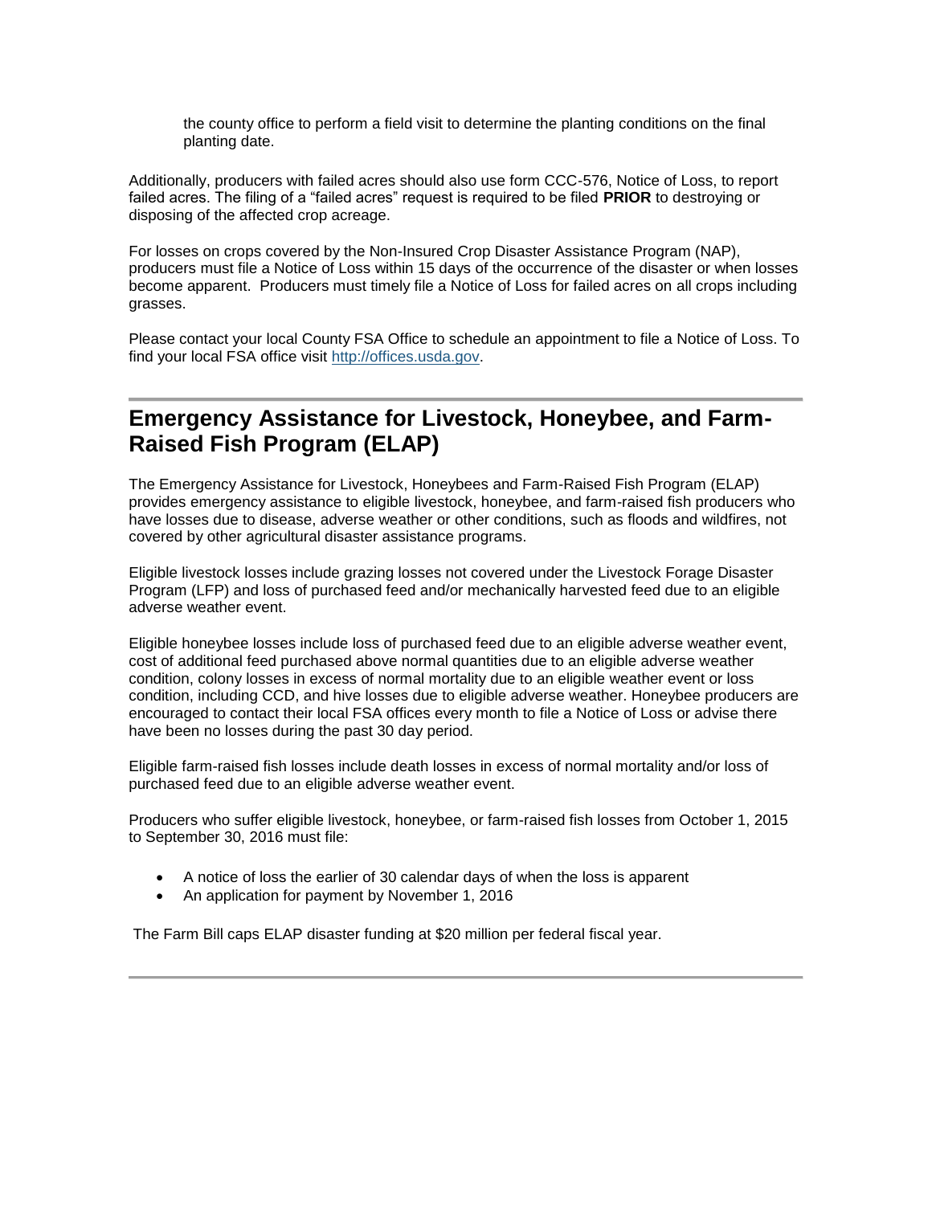the county office to perform a field visit to determine the planting conditions on the final planting date.

Additionally, producers with failed acres should also use form CCC-576, Notice of Loss, to report failed acres. The filing of a "failed acres" request is required to be filed **PRIOR** to destroying or disposing of the affected crop acreage.

For losses on crops covered by the Non-Insured Crop Disaster Assistance Program (NAP), producers must file a Notice of Loss within 15 days of the occurrence of the disaster or when losses become apparent. Producers must timely file a Notice of Loss for failed acres on all crops including grasses.

Please contact your local County FSA Office to schedule an appointment to file a Notice of Loss. To find your local FSA office visit [http://offices.usda.gov](http://offices.usda.gov).

---

## Emergency Assistance for Livestock, Honeybee, and Farm-Raised Fish Program (ELAP)

The Emergency Assistance for Livestock, Honeybees and Farm-Raised Fish Program (ELAP) provides emergency assistance to eligible livestock, honeybee, and farm-raised fish producers who have losses due to disease, adverse weather or other conditions, such as floods and wildfires, not covered by other agricultural disaster assistance programs.

Eligible livestock losses include grazing losses not covered under the Livestock Forage Disaster Program (LFP) and loss of purchased feed and/or mechanically harvested feed due to an eligible adverse weather event.

Eligible honeybee losses include loss of purchased feed due to an eligible adverse weather event, cost of additional feed purchased above normal quantities due to an eligible adverse weather condition, colony losses in excess of normal mortality due to an eligible weather event or loss condition, including CCD, and hive losses due to eligible adverse weather. Honeybee producers are encouraged to contact their local FSA offices every month to file a Notice of Loss or advise there have been no losses during the past 30 day period.

Eligible farm-raised fish losses include death losses in excess of normal mortality and/or loss of purchased feed due to an eligible adverse weather event.

Producers who suffer eligible livestock, honeybee, or farm-raised fish losses from October 1, 2015 to September 30, 2016 must file:

- A notice of loss the earlier of 30 calendar days of when the loss is apparent
- An application for payment by November 1, 2016

The Farm Bill caps ELAP disaster funding at $20 million per federal fiscal year.

---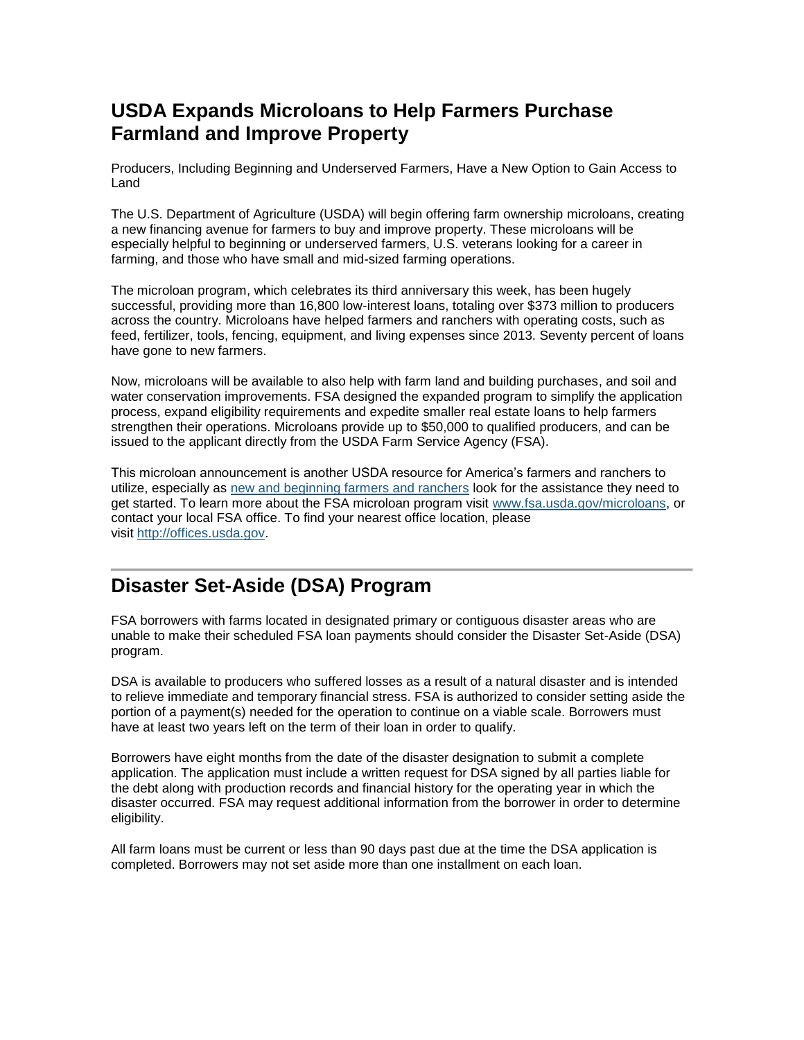## USDA Expands Microloans to Help Farmers Purchase Farmland and Improve Property

Producers, Including Beginning and Underserved Farmers, Have a New Option to Gain Access to Land

The U.S. Department of Agriculture (USDA) will begin offering farm ownership microloans, creating a new financing avenue for farmers to buy and improve property. These microloans will be especially helpful to beginning or underserved farmers, U.S. veterans looking for a career in farming, and those who have small and mid-sized farming operations.

The microloan program, which celebrates its third anniversary this week, has been hugely successful, providing more than 16,800 low-interest loans, totaling over $373 million to producers across the country. Microloans have helped farmers and ranchers with operating costs, such as feed, fertilizer, tools, fencing, equipment, and living expenses since 2013. Seventy percent of loans have gone to new farmers.

Now, microloans will be available to also help with farm land and building purchases, and soil and water conservation improvements. FSA designed the expanded program to simplify the application process, expand eligibility requirements and expedite smaller real estate loans to help farmers strengthen their operations. Microloans provide up to $50,000 to qualified producers, and can be issued to the applicant directly from the USDA Farm Service Agency (FSA).

This microloan announcement is another USDA resource for America's farmers and ranchers to utilize, especially as new and beginning farmers and ranchers look for the assistance they need to get started. To learn more about the FSA microloan program visit www.fsa.usda.gov/microloans, or contact your local FSA office. To find your nearest office location, please visit http://offices.usda.gov.

---

## Disaster Set-Aside (DSA) Program

FSA borrowers with farms located in designated primary or contiguous disaster areas who are unable to make their scheduled FSA loan payments should consider the Disaster Set-Aside (DSA) program.

DSA is available to producers who suffered losses as a result of a natural disaster and is intended to relieve immediate and temporary financial stress. FSA is authorized to consider setting aside the portion of a payment(s) needed for the operation to continue on a viable scale. Borrowers must have at least two years left on the term of their loan in order to qualify.

Borrowers have eight months from the date of the disaster designation to submit a complete application. The application must include a written request for DSA signed by all parties liable for the debt along with production records and financial history for the operating year in which the disaster occurred. FSA may request additional information from the borrower in order to determine eligibility.

All farm loans must be current or less than 90 days past due at the time the DSA application is completed. Borrowers may not set aside more than one installment on each loan.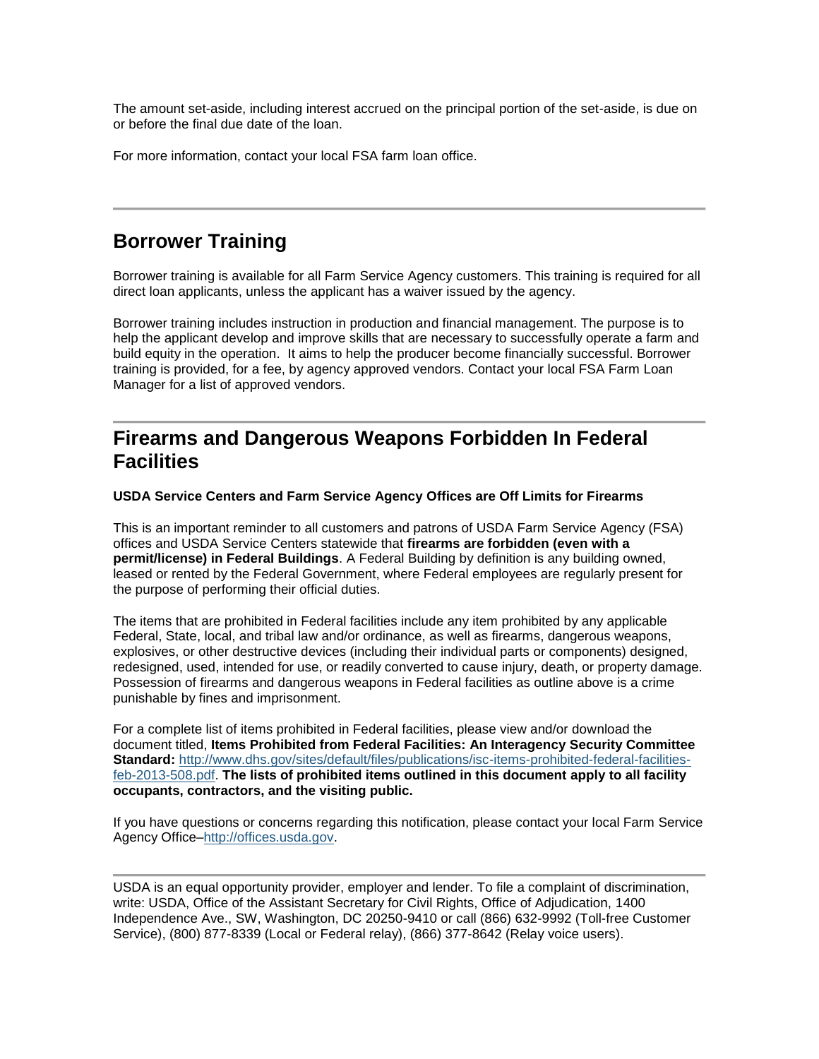The amount set-aside, including interest accrued on the principal portion of the set-aside, is due on or before the final due date of the loan.

For more information, contact your local FSA farm loan office.

---

## Borrower Training

Borrower training is available for all Farm Service Agency customers. This training is required for all direct loan applicants, unless the applicant has a waiver issued by the agency.

Borrower training includes instruction in production and financial management. The purpose is to help the applicant develop and improve skills that are necessary to successfully operate a farm and build equity in the operation. It aims to help the producer become financially successful. Borrower training is provided, for a fee, by agency approved vendors. Contact your local FSA Farm Loan Manager for a list of approved vendors.

---

## Firearms and Dangerous Weapons Forbidden In Federal Facilities

**USDA Service Centers and Farm Service Agency Offices are Off Limits for Firearms**

This is an important reminder to all customers and patrons of USDA Farm Service Agency (FSA) offices and USDA Service Centers statewide that **firearms are forbidden (even with a permit/license) in Federal Buildings**. A Federal Building by definition is any building owned, leased or rented by the Federal Government, where Federal employees are regularly present for the purpose of performing their official duties.

The items that are prohibited in Federal facilities include any item prohibited by any applicable Federal, State, local, and tribal law and/or ordinance, as well as firearms, dangerous weapons, explosives, or other destructive devices (including their individual parts or components) designed, redesigned, used, intended for use, or readily converted to cause injury, death, or property damage. Possession of firearms and dangerous weapons in Federal facilities as outline above is a crime punishable by fines and imprisonment.

For a complete list of items prohibited in Federal facilities, please view and/or download the document titled, **Items Prohibited from Federal Facilities: An Interagency Security Committee Standard:** http://www.dhs.gov/sites/default/files/publications/isc-items-prohibited-federal-facilities-feb-2013-508.pdf. **The lists of prohibited items outlined in this document apply to all facility occupants, contractors, and the visiting public.**

If you have questions or concerns regarding this notification, please contact your local Farm Service Agency Office–http://offices.usda.gov.

---

USDA is an equal opportunity provider, employer and lender. To file a complaint of discrimination, write: USDA, Office of the Assistant Secretary for Civil Rights, Office of Adjudication, 1400 Independence Ave., SW, Washington, DC 20250-9410 or call (866) 632-9992 (Toll-free Customer Service), (800) 877-8339 (Local or Federal relay), (866) 377-8642 (Relay voice users).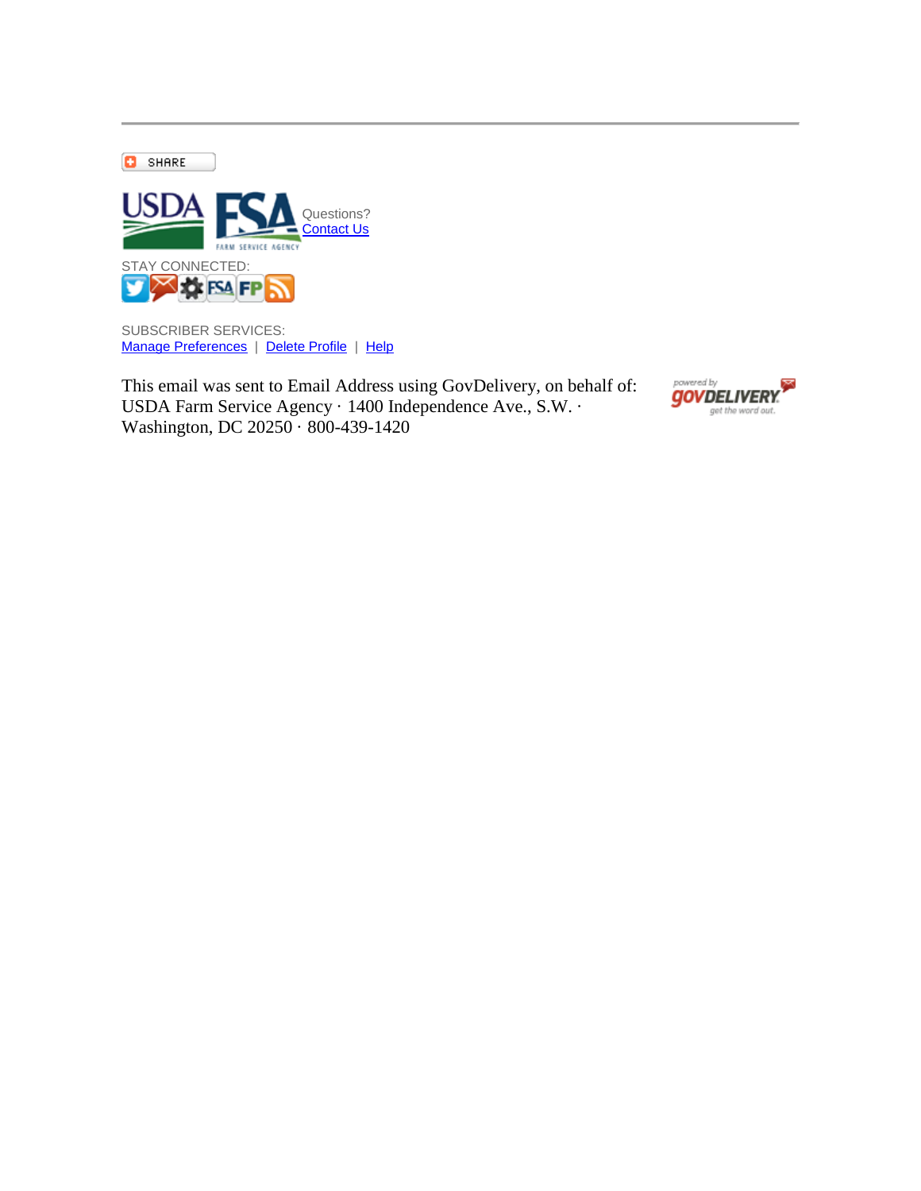---

SHARE

Questions?
Contact Us

STAY CONNECTED:

SUBSCRIBER SERVICES:
Manage Preferences | Delete Profile | Help

This email was sent to Email Address using GovDelivery, on behalf of: USDA Farm Service Agency · 1400 Independence Ave., S.W. · Washington, DC 20250 · 800-439-1420